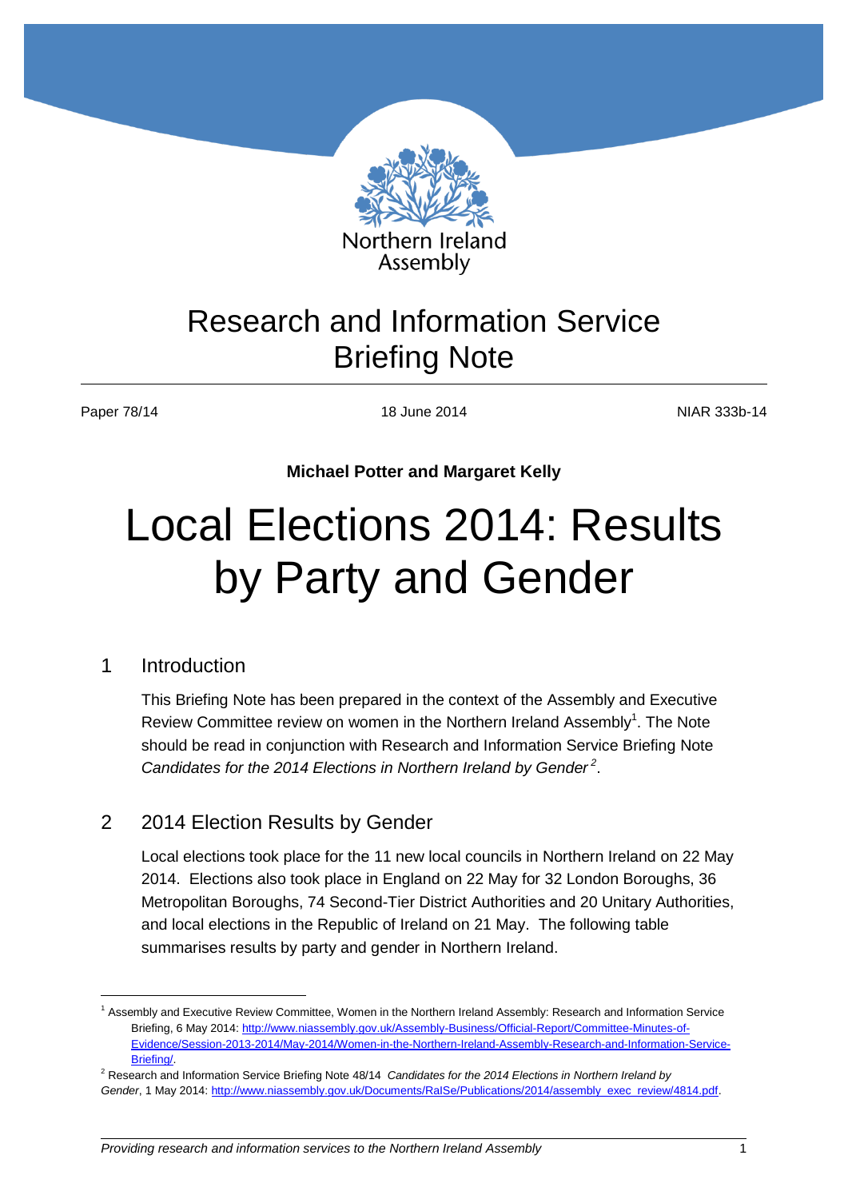Northern Ireland Assembly

# Research and Information Service Briefing Note

Paper 78/14 | 18 June 2014 | NIAR 333b-14

**Michael Potter and Margaret Kelly**

# Local Elections 2014: Results by Party and Gender

## 1 Introduction

This Briefing Note has been prepared in the context of the Assembly and Executive Review Committee review on women in the Northern Ireland Assembly[1]. The Note should be read in conjunction with Research and Information Service Briefing Note *Candidates for the 2014 Elections in Northern Ireland by Gender*[2].

## 2 2014 Election Results by Gender

Local elections took place for the 11 new local councils in Northern Ireland on 22 May 2014. Elections also took place in England on 22 May for 32 London Boroughs, 36 Metropolitan Boroughs, 74 Second-Tier District Authorities and 20 Unitary Authorities, and local elections in the Republic of Ireland on 21 May. The following table summarises results by party and gender in Northern Ireland.

---

[1] Assembly and Executive Review Committee, Women in the Northern Ireland Assembly: Research and Information Service Briefing, 6 May 2014: http://www.niassembly.gov.uk/Assembly-Business/Official-Report/Committee-Minutes-of-Evidence/Session-2013-2014/May-2014/Women-in-the-Northern-Ireland-Assembly-Research-and-Information-Service-Briefing/.

[2] Research and Information Service Briefing Note 48/14 *Candidates for the 2014 Elections in Northern Ireland by Gender*, 1 May 2014: http://www.niassembly.gov.uk/Documents/RaISe/Publications/2014/assembly_exec_review/4814.pdf.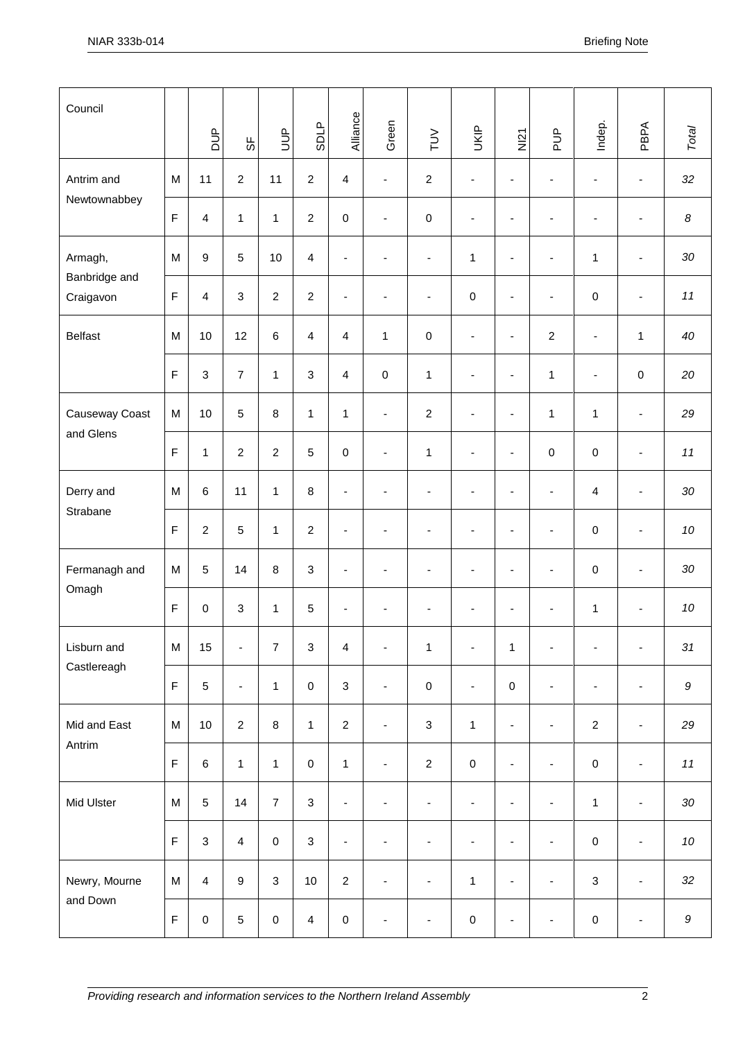| Council | | DUP | SF | UUP | SDLP | Alliance | Green | TUV | UKIP | NI21 | PUP | Indep. | PBPA | *Total* |
|---|---|---|---|---|---|---|---|---|---|---|---|---|---|---|
| Antrim and Newtownabbey | M | 11 | 2 | 11 | 2 | 4 | - | 2 | - | - | - | - | - | *32* |
| | F | 4 | 1 | 1 | 2 | 0 | - | 0 | - | - | - | - | - | *8* |
| Armagh, Banbridge and Craigavon | M | 9 | 5 | 10 | 4 | - | - | - | 1 | - | - | 1 | - | *30* |
| | F | 4 | 3 | 2 | 2 | - | - | - | 0 | - | - | 0 | - | *11* |
| Belfast | M | 10 | 12 | 6 | 4 | 4 | 1 | 0 | - | - | 2 | - | 1 | *40* |
| | F | 3 | 7 | 1 | 3 | 4 | 0 | 1 | - | - | 1 | - | 0 | *20* |
| Causeway Coast and Glens | M | 10 | 5 | 8 | 1 | 1 | - | 2 | - | - | 1 | 1 | - | *29* |
| | F | 1 | 2 | 2 | 5 | 0 | - | 1 | - | - | 0 | 0 | - | *11* |
| Derry and Strabane | M | 6 | 11 | 1 | 8 | - | - | - | - | - | - | 4 | - | *30* |
| | F | 2 | 5 | 1 | 2 | - | - | - | - | - | - | 0 | - | *10* |
| Fermanagh and Omagh | M | 5 | 14 | 8 | 3 | - | - | - | - | - | - | 0 | - | *30* |
| | F | 0 | 3 | 1 | 5 | - | - | - | - | - | - | 1 | - | *10* |
| Lisburn and Castlereagh | M | 15 | - | 7 | 3 | 4 | - | 1 | - | 1 | - | - | - | *31* |
| | F | 5 | - | 1 | 0 | 3 | - | 0 | - | 0 | - | - | - | *9* |
| Mid and East Antrim | M | 10 | 2 | 8 | 1 | 2 | - | 3 | 1 | - | - | 2 | - | *29* |
| | F | 6 | 1 | 1 | 0 | 1 | - | 2 | 0 | - | - | 0 | - | *11* |
| Mid Ulster | M | 5 | 14 | 7 | 3 | - | - | - | - | - | - | 1 | - | *30* |
| | F | 3 | 4 | 0 | 3 | - | - | - | - | - | - | 0 | - | *10* |
| Newry, Mourne and Down | M | 4 | 9 | 3 | 10 | 2 | - | - | 1 | - | - | 3 | - | *32* |
| | F | 0 | 5 | 0 | 4 | 0 | - | - | 0 | - | - | 0 | - | *9* |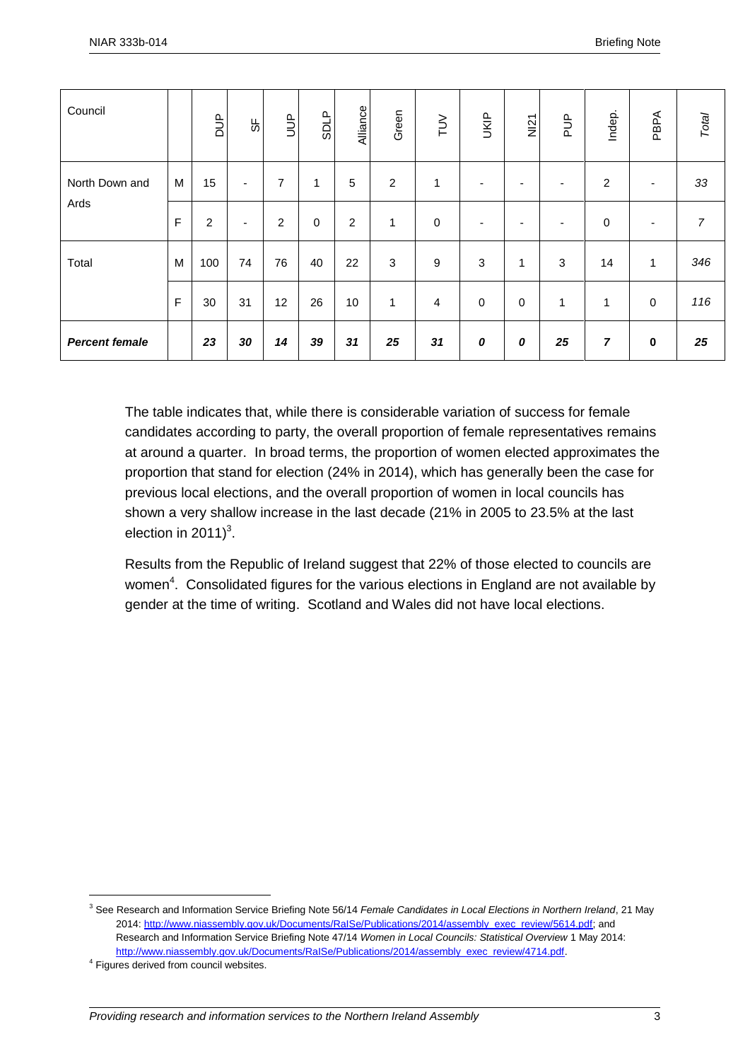| Council | | DUP | SF | UUP | SDLP | Alliance | Green | TUV | UKIP | NI21 | PUP | Indep. | PBPA | *Total* |
|---|---|---|---|---|---|---|---|---|---|---|---|---|---|---|
| North Down and Ards | M | 15 | - | 7 | 1 | 5 | 2 | 1 | - | - | - | 2 | - | *33* |
| | F | 2 | - | 2 | 0 | 2 | 1 | 0 | - | - | - | 0 | - | *7* |
| Total | M | 100 | 74 | 76 | 40 | 22 | 3 | 9 | 3 | 1 | 3 | 14 | 1 | *346* |
| | F | 30 | 31 | 12 | 26 | 10 | 1 | 4 | 0 | 0 | 1 | 1 | 0 | *116* |
| ***Percent female*** | | ***23*** | ***30*** | ***14*** | ***39*** | ***31*** | ***25*** | ***31*** | ***0*** | ***0*** | ***25*** | ***7*** | **0** | ***25*** |

The table indicates that, while there is considerable variation of success for female candidates according to party, the overall proportion of female representatives remains at around a quarter. In broad terms, the proportion of women elected approximates the proportion that stand for election (24% in 2014), which has generally been the case for previous local elections, and the overall proportion of women in local councils has shown a very shallow increase in the last decade (21% in 2005 to 23.5% at the last election in 2011)[3].

Results from the Republic of Ireland suggest that 22% of those elected to councils are women[4]. Consolidated figures for the various elections in England are not available by gender at the time of writing. Scotland and Wales did not have local elections.

---

[3] See Research and Information Service Briefing Note 56/14 *Female Candidates in Local Elections in Northern Ireland*, 21 May 2014: http://www.niassembly.gov.uk/Documents/RaISe/Publications/2014/assembly_exec_review/5614.pdf; and Research and Information Service Briefing Note 47/14 *Women in Local Councils: Statistical Overview* 1 May 2014: http://www.niassembly.gov.uk/Documents/RaISe/Publications/2014/assembly_exec_review/4714.pdf.

[4] Figures derived from council websites.